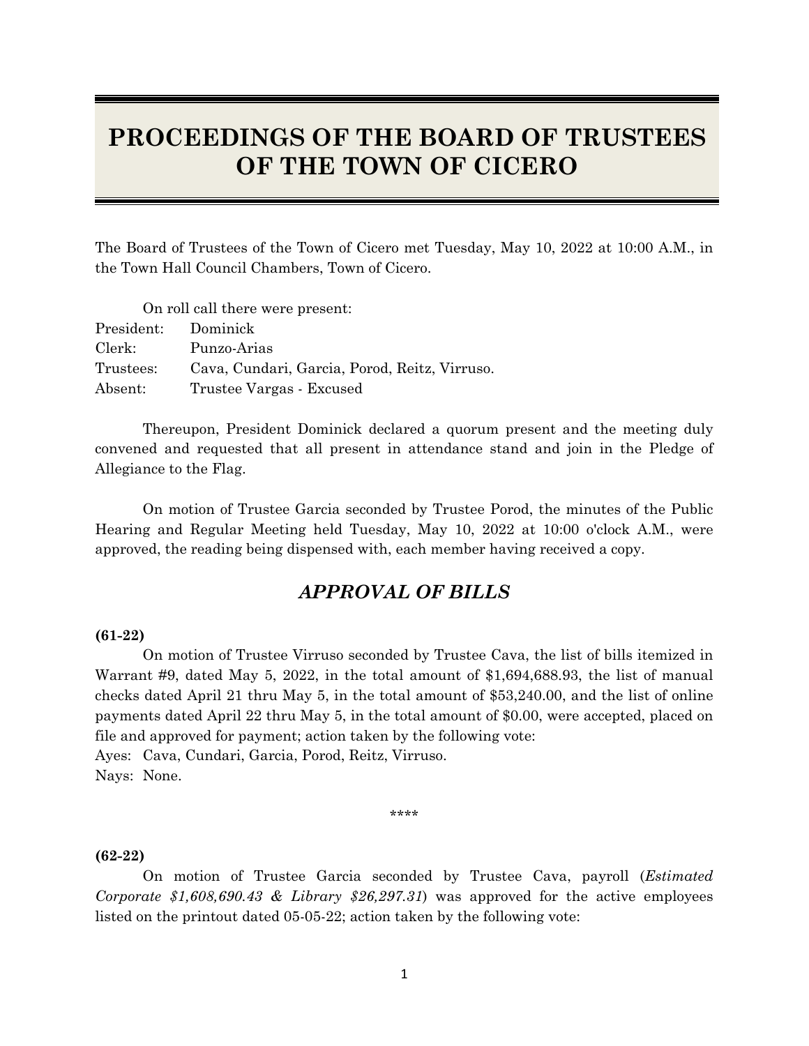# PROCEEDINGS OF THE BOARD OF TRUSTEES OF THE TOWN OF CICERO

The Board of Trustees of the Town of Cicero met Tuesday, May 10, 2022 at 10:00 A.M., in the Town Hall Council Chambers, Town of Cicero.

On roll call there were present:

President: Dominick
Clerk: Punzo-Arias
Trustees: Cava, Cundari, Garcia, Porod, Reitz, Virruso.
Absent: Trustee Vargas - Excused

Thereupon, President Dominick declared a quorum present and the meeting duly convened and requested that all present in attendance stand and join in the Pledge of Allegiance to the Flag.

On motion of Trustee Garcia seconded by Trustee Porod, the minutes of the Public Hearing and Regular Meeting held Tuesday, May 10, 2022 at 10:00 o'clock A.M., were approved, the reading being dispensed with, each member having received a copy.

## *APPROVAL OF BILLS*

**(61-22)**

On motion of Trustee Virruso seconded by Trustee Cava, the list of bills itemized in Warrant #9, dated May 5, 2022, in the total amount of $1,694,688.93, the list of manual checks dated April 21 thru May 5, in the total amount of $53,240.00, and the list of online payments dated April 22 thru May 5, in the total amount of $0.00, were accepted, placed on file and approved for payment; action taken by the following vote:

Ayes: Cava, Cundari, Garcia, Porod, Reitz, Virruso.
Nays: None.

****

**(62-22)**

On motion of Trustee Garcia seconded by Trustee Cava, payroll (*Estimated Corporate $1,608,690.43 & Library $26,297.31*) was approved for the active employees listed on the printout dated 05-05-22; action taken by the following vote: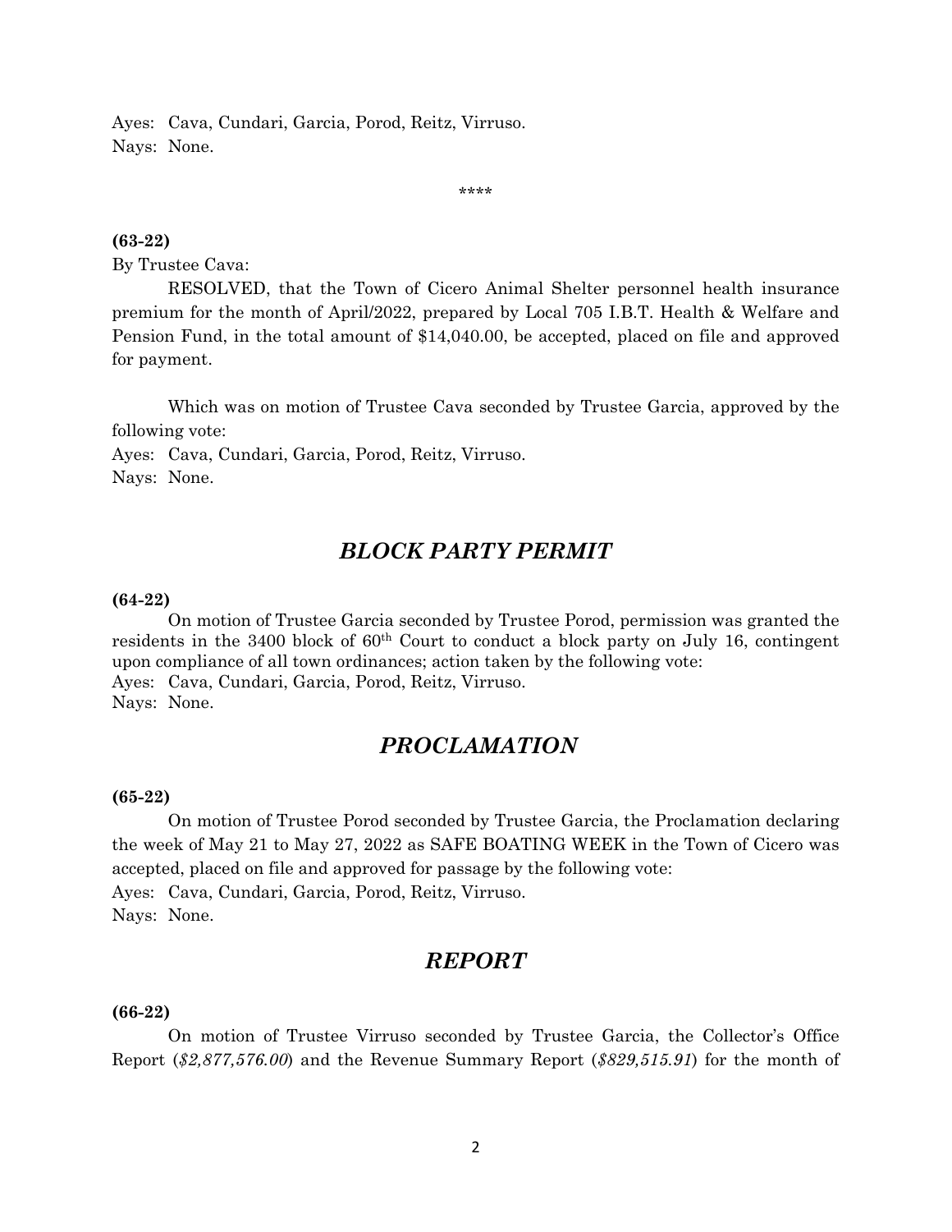Ayes: Cava, Cundari, Garcia, Porod, Reitz, Virruso.
Nays: None.

\*\*\*\*

**(63-22)**

By Trustee Cava:

RESOLVED, that the Town of Cicero Animal Shelter personnel health insurance premium for the month of April/2022, prepared by Local 705 I.B.T. Health & Welfare and Pension Fund, in the total amount of $14,040.00, be accepted, placed on file and approved for payment.

Which was on motion of Trustee Cava seconded by Trustee Garcia, approved by the following vote:
Ayes: Cava, Cundari, Garcia, Porod, Reitz, Virruso.
Nays: None.

## *BLOCK PARTY PERMIT*

**(64-22)**

On motion of Trustee Garcia seconded by Trustee Porod, permission was granted the residents in the 3400 block of 60th Court to conduct a block party on July 16, contingent upon compliance of all town ordinances; action taken by the following vote:
Ayes: Cava, Cundari, Garcia, Porod, Reitz, Virruso.
Nays: None.

## *PROCLAMATION*

**(65-22)**

On motion of Trustee Porod seconded by Trustee Garcia, the Proclamation declaring the week of May 21 to May 27, 2022 as SAFE BOATING WEEK in the Town of Cicero was accepted, placed on file and approved for passage by the following vote:
Ayes: Cava, Cundari, Garcia, Porod, Reitz, Virruso.
Nays: None.

## *REPORT*

**(66-22)**

On motion of Trustee Virruso seconded by Trustee Garcia, the Collector's Office Report (*$2,877,576.00*) and the Revenue Summary Report (*$829,515.91*) for the month of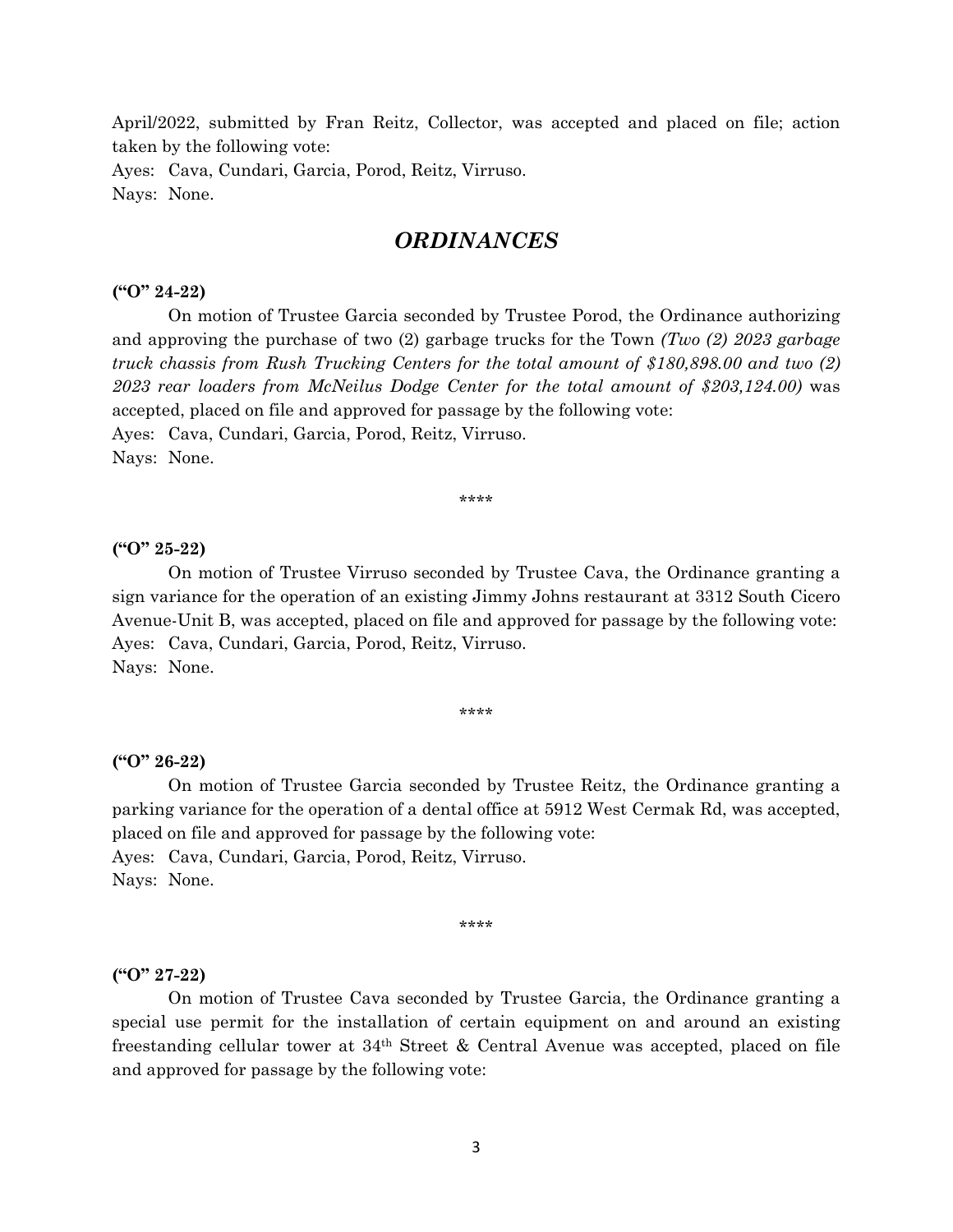April/2022, submitted by Fran Reitz, Collector, was accepted and placed on file; action taken by the following vote:
Ayes: Cava, Cundari, Garcia, Porod, Reitz, Virruso.
Nays: None.

## *ORDINANCES*

**("O" 24-22)**

On motion of Trustee Garcia seconded by Trustee Porod, the Ordinance authorizing and approving the purchase of two (2) garbage trucks for the Town *(Two (2) 2023 garbage truck chassis from Rush Trucking Centers for the total amount of $180,898.00 and two (2) 2023 rear loaders from McNeilus Dodge Center for the total amount of $203,124.00)* was accepted, placed on file and approved for passage by the following vote:
Ayes: Cava, Cundari, Garcia, Porod, Reitz, Virruso.
Nays: None.

\*\*\*\*

**("O" 25-22)**

On motion of Trustee Virruso seconded by Trustee Cava, the Ordinance granting a sign variance for the operation of an existing Jimmy Johns restaurant at 3312 South Cicero Avenue-Unit B, was accepted, placed on file and approved for passage by the following vote:
Ayes: Cava, Cundari, Garcia, Porod, Reitz, Virruso.
Nays: None.

\*\*\*\*

**("O" 26-22)**

On motion of Trustee Garcia seconded by Trustee Reitz, the Ordinance granting a parking variance for the operation of a dental office at 5912 West Cermak Rd, was accepted, placed on file and approved for passage by the following vote:
Ayes: Cava, Cundari, Garcia, Porod, Reitz, Virruso.
Nays: None.

\*\*\*\*

**("O" 27-22)**

On motion of Trustee Cava seconded by Trustee Garcia, the Ordinance granting a special use permit for the installation of certain equipment on and around an existing freestanding cellular tower at 34th Street & Central Avenue was accepted, placed on file and approved for passage by the following vote: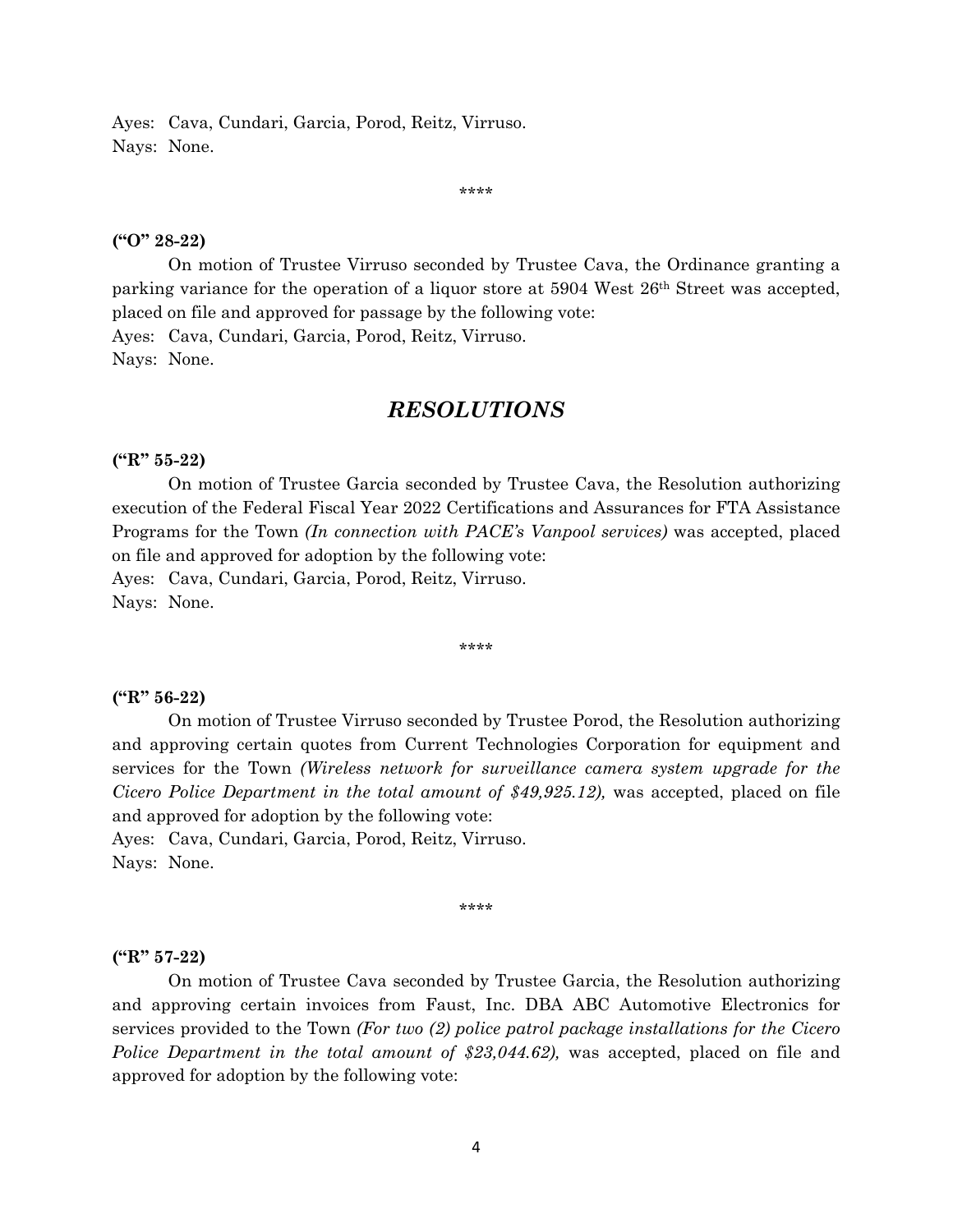Ayes: Cava, Cundari, Garcia, Porod, Reitz, Virruso.
Nays: None.

\*\*\*\*

**("O" 28-22)**

On motion of Trustee Virruso seconded by Trustee Cava, the Ordinance granting a parking variance for the operation of a liquor store at 5904 West 26th Street was accepted, placed on file and approved for passage by the following vote:
Ayes: Cava, Cundari, Garcia, Porod, Reitz, Virruso.
Nays: None.

## *RESOLUTIONS*

**("R" 55-22)**

On motion of Trustee Garcia seconded by Trustee Cava, the Resolution authorizing execution of the Federal Fiscal Year 2022 Certifications and Assurances for FTA Assistance Programs for the Town *(In connection with PACE's Vanpool services)* was accepted, placed on file and approved for adoption by the following vote:
Ayes: Cava, Cundari, Garcia, Porod, Reitz, Virruso.
Nays: None.

\*\*\*\*

**("R" 56-22)**

On motion of Trustee Virruso seconded by Trustee Porod, the Resolution authorizing and approving certain quotes from Current Technologies Corporation for equipment and services for the Town *(Wireless network for surveillance camera system upgrade for the Cicero Police Department in the total amount of $49,925.12),* was accepted, placed on file and approved for adoption by the following vote:
Ayes: Cava, Cundari, Garcia, Porod, Reitz, Virruso.
Nays: None.

\*\*\*\*

**("R" 57-22)**

On motion of Trustee Cava seconded by Trustee Garcia, the Resolution authorizing and approving certain invoices from Faust, Inc. DBA ABC Automotive Electronics for services provided to the Town *(For two (2) police patrol package installations for the Cicero Police Department in the total amount of $23,044.62),* was accepted, placed on file and approved for adoption by the following vote: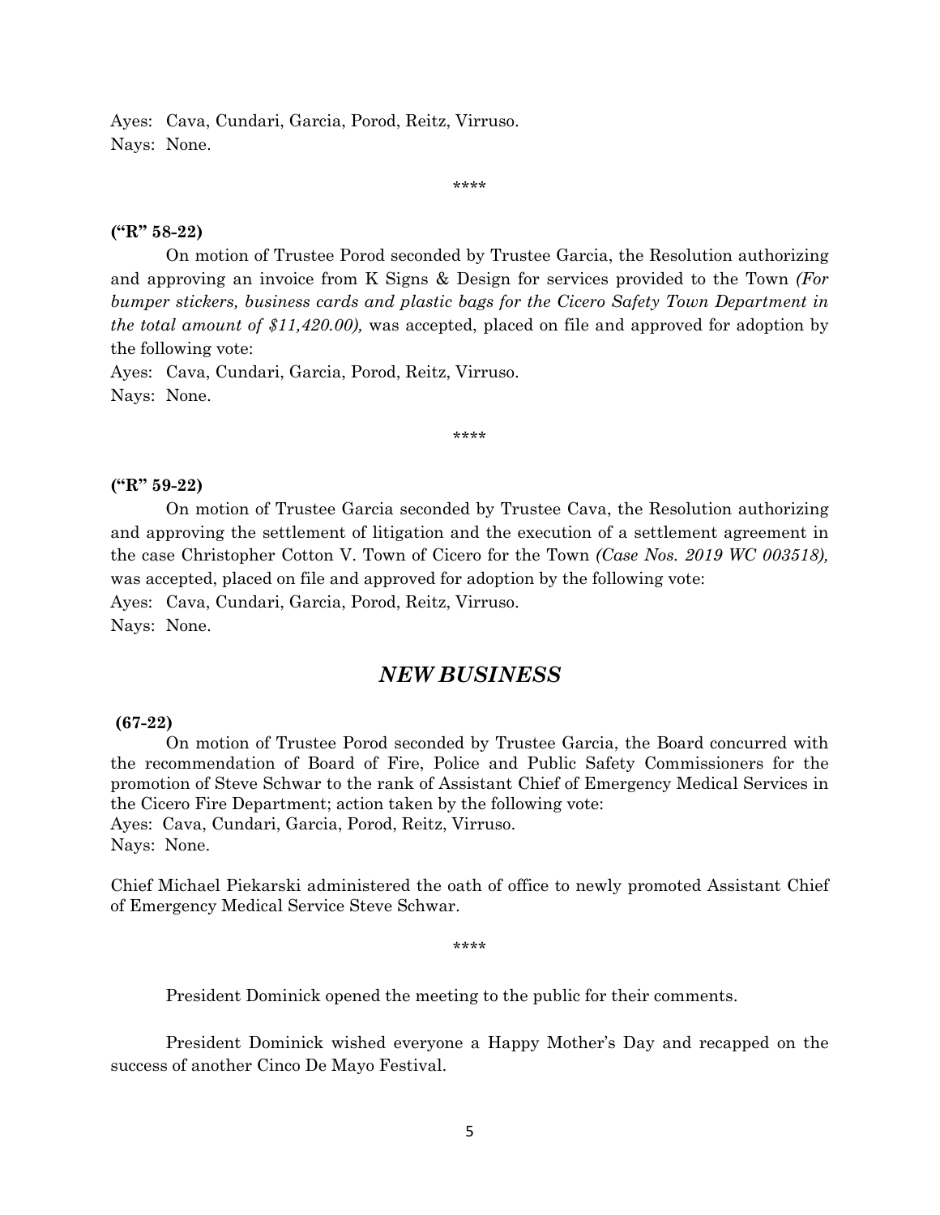Ayes: Cava, Cundari, Garcia, Porod, Reitz, Virruso.
Nays: None.

\*\*\*\*

**("R" 58-22)**

On motion of Trustee Porod seconded by Trustee Garcia, the Resolution authorizing and approving an invoice from K Signs & Design for services provided to the Town *(For bumper stickers, business cards and plastic bags for the Cicero Safety Town Department in the total amount of $11,420.00),* was accepted, placed on file and approved for adoption by the following vote:
Ayes: Cava, Cundari, Garcia, Porod, Reitz, Virruso.
Nays: None.

\*\*\*\*

**("R" 59-22)**

On motion of Trustee Garcia seconded by Trustee Cava, the Resolution authorizing and approving the settlement of litigation and the execution of a settlement agreement in the case Christopher Cotton V. Town of Cicero for the Town *(Case Nos. 2019 WC 003518),* was accepted, placed on file and approved for adoption by the following vote:
Ayes: Cava, Cundari, Garcia, Porod, Reitz, Virruso.
Nays: None.

## *NEW BUSINESS*

**(67-22)**

On motion of Trustee Porod seconded by Trustee Garcia, the Board concurred with the recommendation of Board of Fire, Police and Public Safety Commissioners for the promotion of Steve Schwar to the rank of Assistant Chief of Emergency Medical Services in the Cicero Fire Department; action taken by the following vote:
Ayes: Cava, Cundari, Garcia, Porod, Reitz, Virruso.
Nays: None.

Chief Michael Piekarski administered the oath of office to newly promoted Assistant Chief of Emergency Medical Service Steve Schwar.

\*\*\*\*

President Dominick opened the meeting to the public for their comments.

President Dominick wished everyone a Happy Mother's Day and recapped on the success of another Cinco De Mayo Festival.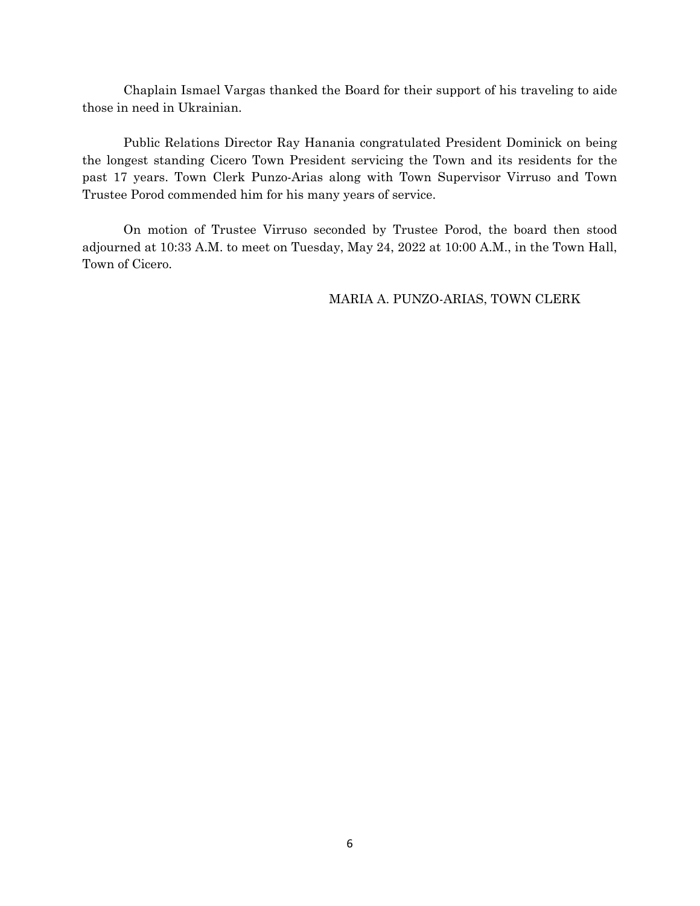Chaplain Ismael Vargas thanked the Board for their support of his traveling to aide those in need in Ukrainian.

Public Relations Director Ray Hanania congratulated President Dominick on being the longest standing Cicero Town President servicing the Town and its residents for the past 17 years. Town Clerk Punzo-Arias along with Town Supervisor Virruso and Town Trustee Porod commended him for his many years of service.

On motion of Trustee Virruso seconded by Trustee Porod, the board then stood adjourned at 10:33 A.M. to meet on Tuesday, May 24, 2022 at 10:00 A.M., in the Town Hall, Town of Cicero.

MARIA A. PUNZO-ARIAS, TOWN CLERK